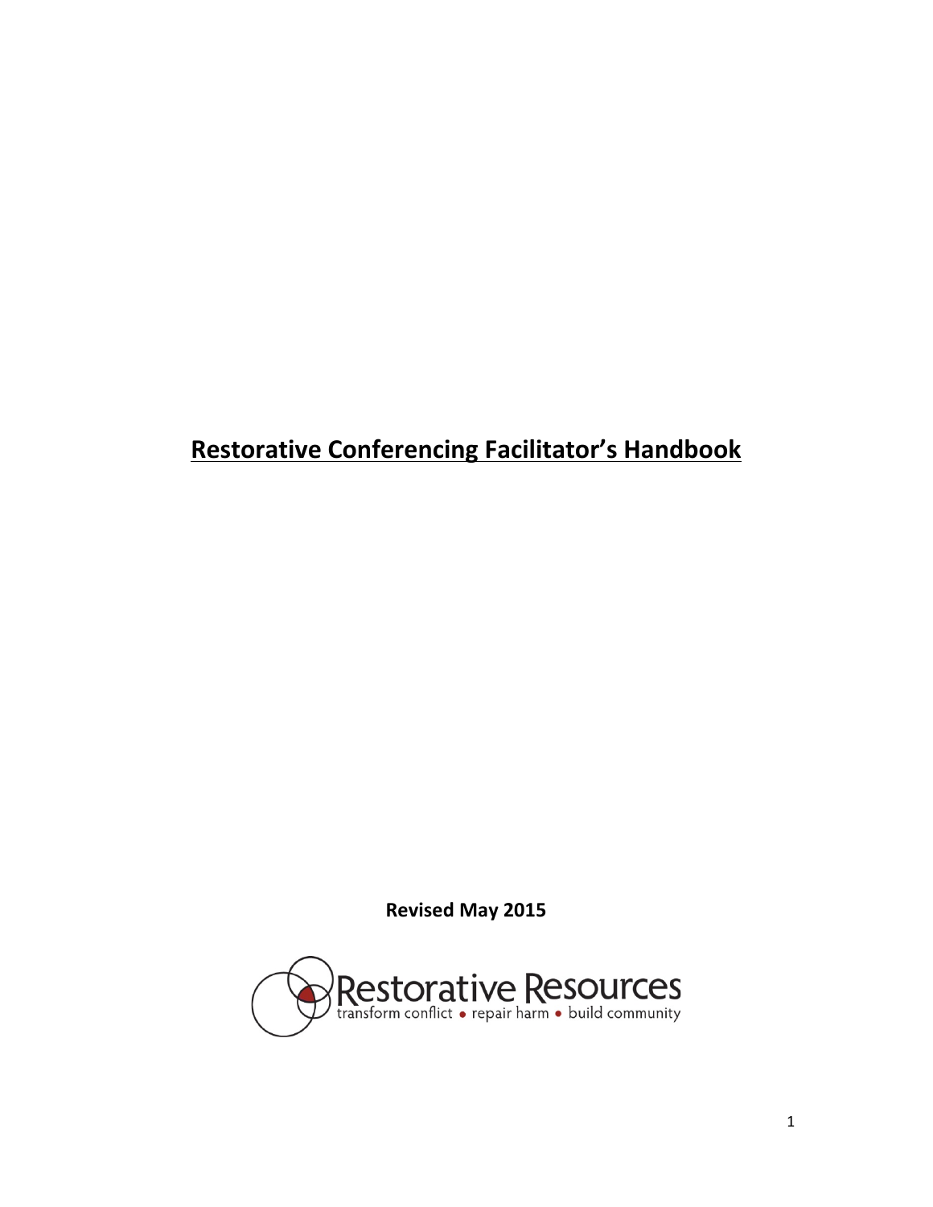# Restorative Conferencing Facilitator's Handbook

**Revised May 2015**

Restorative Resources
transform conflict • repair harm • build community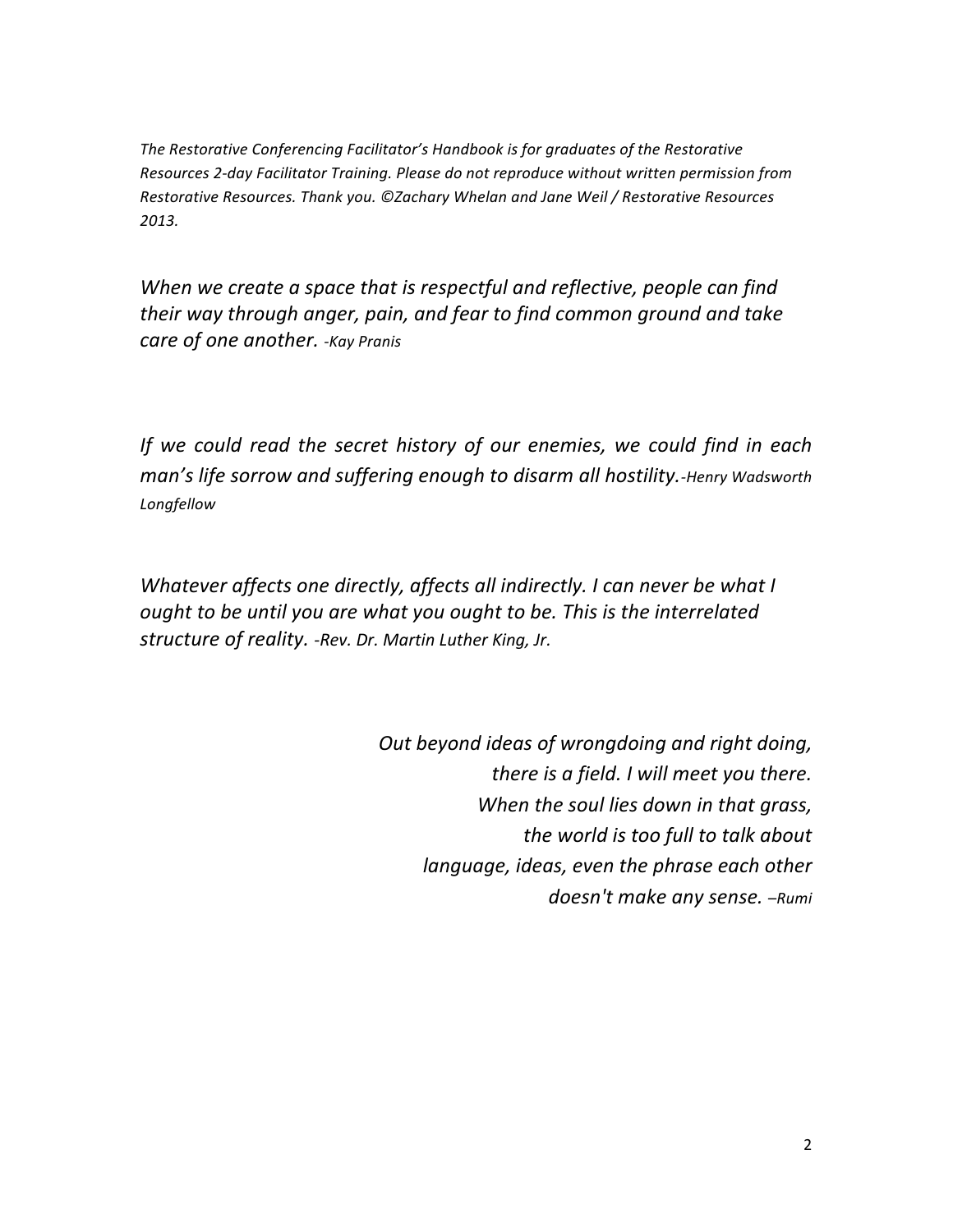*The Restorative Conferencing Facilitator's Handbook is for graduates of the Restorative Resources 2-day Facilitator Training. Please do not reproduce without written permission from Restorative Resources. Thank you. ©Zachary Whelan and Jane Weil / Restorative Resources 2013.*

*When we create a space that is respectful and reflective, people can find their way through anger, pain, and fear to find common ground and take care of one another. -Kay Pranis*

*If we could read the secret history of our enemies, we could find in each man's life sorrow and suffering enough to disarm all hostility.-Henry Wadsworth Longfellow*

*Whatever affects one directly, affects all indirectly. I can never be what I ought to be until you are what you ought to be. This is the interrelated structure of reality. -Rev. Dr. Martin Luther King, Jr.*

*Out beyond ideas of wrongdoing and right doing,*
*there is a field. I will meet you there.*
*When the soul lies down in that grass,*
*the world is too full to talk about*
*language, ideas, even the phrase each other*
*doesn't make any sense. –Rumi*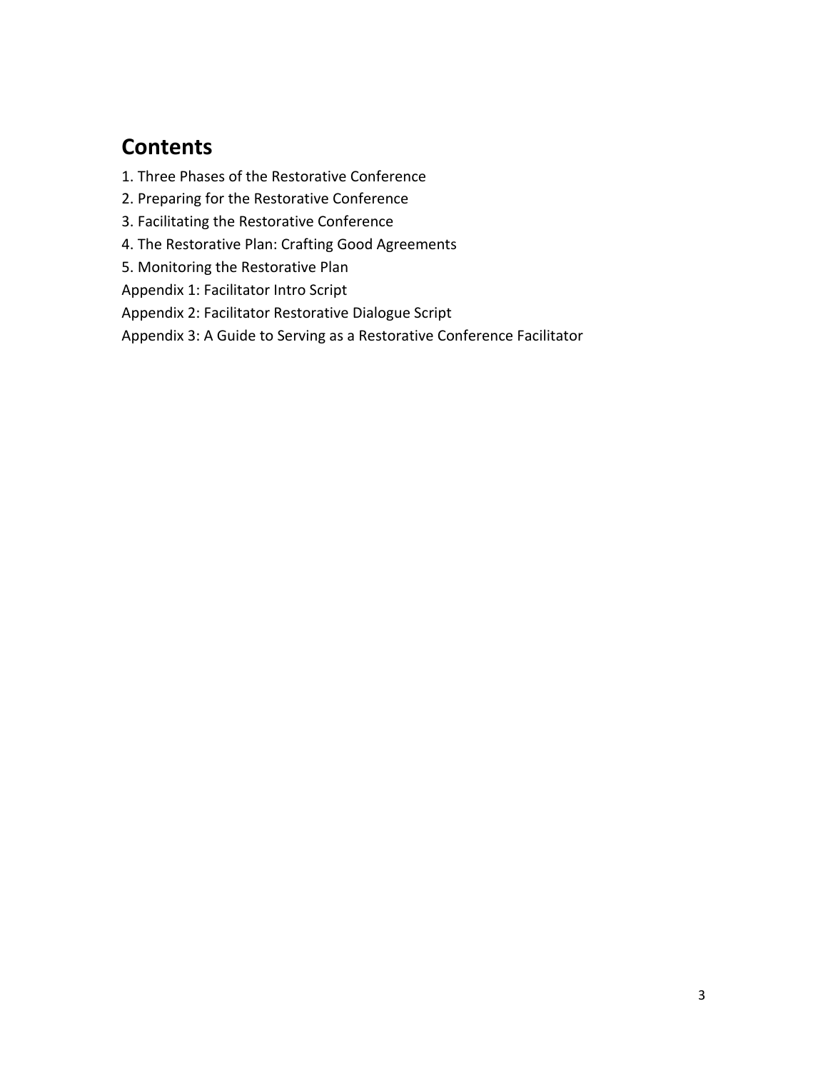## Contents

1. Three Phases of the Restorative Conference
2. Preparing for the Restorative Conference
3. Facilitating the Restorative Conference
4. The Restorative Plan: Crafting Good Agreements
5. Monitoring the Restorative Plan

Appendix 1: Facilitator Intro Script

Appendix 2: Facilitator Restorative Dialogue Script

Appendix 3: A Guide to Serving as a Restorative Conference Facilitator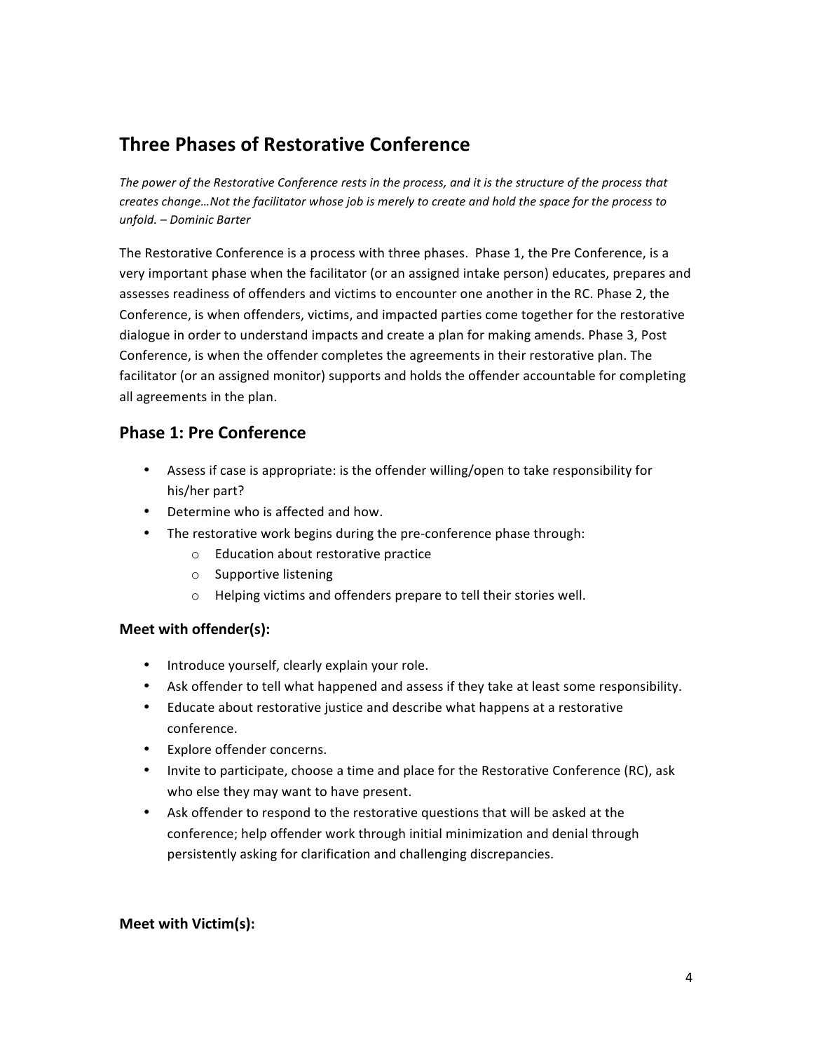## Three Phases of Restorative Conference

*The power of the Restorative Conference rests in the process, and it is the structure of the process that creates change…Not the facilitator whose job is merely to create and hold the space for the process to unfold. – Dominic Barter*

The Restorative Conference is a process with three phases. Phase 1, the Pre Conference, is a very important phase when the facilitator (or an assigned intake person) educates, prepares and assesses readiness of offenders and victims to encounter one another in the RC. Phase 2, the Conference, is when offenders, victims, and impacted parties come together for the restorative dialogue in order to understand impacts and create a plan for making amends. Phase 3, Post Conference, is when the offender completes the agreements in their restorative plan. The facilitator (or an assigned monitor) supports and holds the offender accountable for completing all agreements in the plan.

### Phase 1: Pre Conference

- Assess if case is appropriate: is the offender willing/open to take responsibility for his/her part?
- Determine who is affected and how.
- The restorative work begins during the pre-conference phase through:
  - Education about restorative practice
  - Supportive listening
  - Helping victims and offenders prepare to tell their stories well.

**Meet with offender(s):**

- Introduce yourself, clearly explain your role.
- Ask offender to tell what happened and assess if they take at least some responsibility.
- Educate about restorative justice and describe what happens at a restorative conference.
- Explore offender concerns.
- Invite to participate, choose a time and place for the Restorative Conference (RC), ask who else they may want to have present.
- Ask offender to respond to the restorative questions that will be asked at the conference; help offender work through initial minimization and denial through persistently asking for clarification and challenging discrepancies.

**Meet with Victim(s):**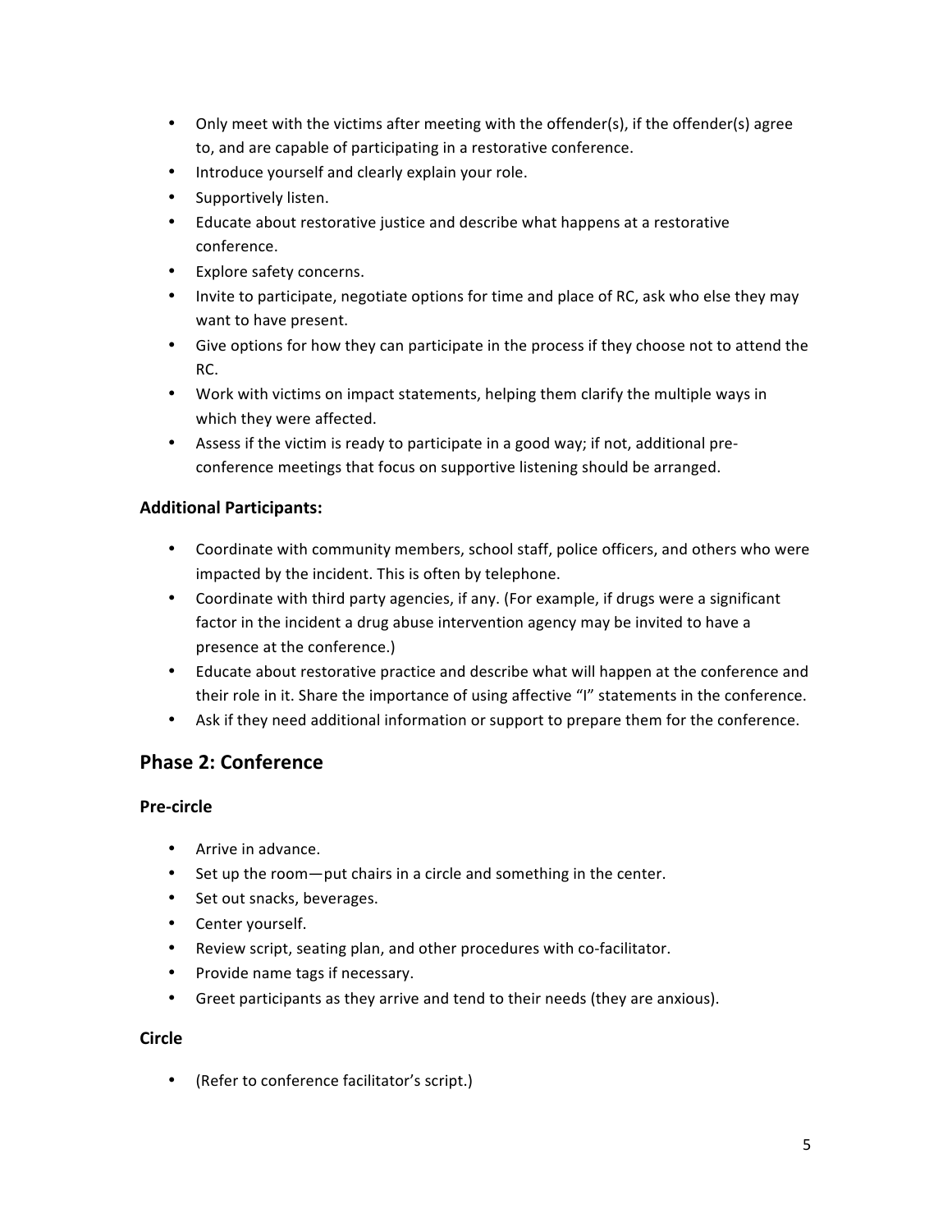- Only meet with the victims after meeting with the offender(s), if the offender(s) agree to, and are capable of participating in a restorative conference.
- Introduce yourself and clearly explain your role.
- Supportively listen.
- Educate about restorative justice and describe what happens at a restorative conference.
- Explore safety concerns.
- Invite to participate, negotiate options for time and place of RC, ask who else they may want to have present.
- Give options for how they can participate in the process if they choose not to attend the RC.
- Work with victims on impact statements, helping them clarify the multiple ways in which they were affected.
- Assess if the victim is ready to participate in a good way; if not, additional pre-conference meetings that focus on supportive listening should be arranged.

### Additional Participants:

- Coordinate with community members, school staff, police officers, and others who were impacted by the incident. This is often by telephone.
- Coordinate with third party agencies, if any. (For example, if drugs were a significant factor in the incident a drug abuse intervention agency may be invited to have a presence at the conference.)
- Educate about restorative practice and describe what will happen at the conference and their role in it. Share the importance of using affective "I" statements in the conference.
- Ask if they need additional information or support to prepare them for the conference.

## Phase 2: Conference

### Pre-circle

- Arrive in advance.
- Set up the room—put chairs in a circle and something in the center.
- Set out snacks, beverages.
- Center yourself.
- Review script, seating plan, and other procedures with co-facilitator.
- Provide name tags if necessary.
- Greet participants as they arrive and tend to their needs (they are anxious).

### Circle

- (Refer to conference facilitator's script.)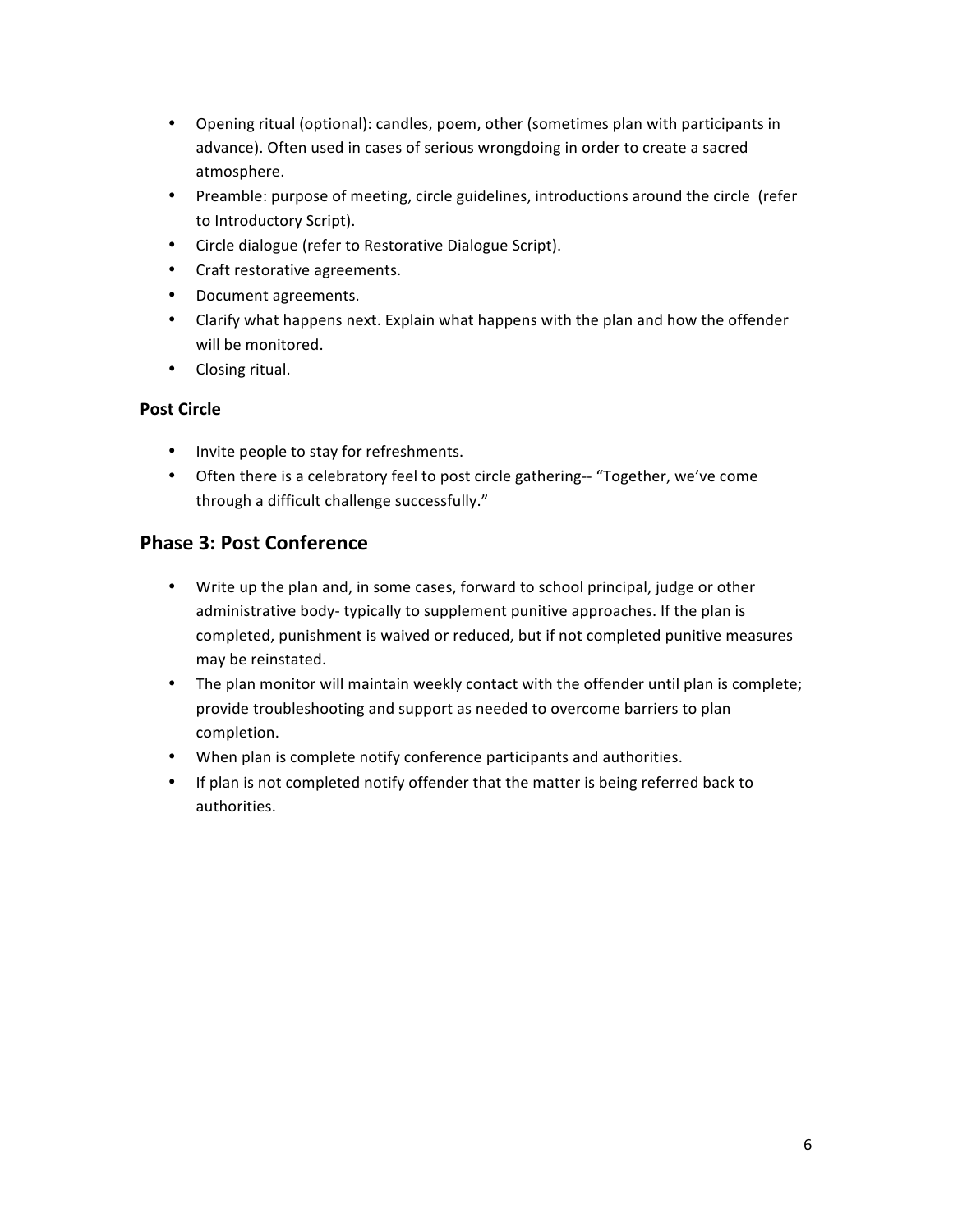- Opening ritual (optional): candles, poem, other (sometimes plan with participants in advance). Often used in cases of serious wrongdoing in order to create a sacred atmosphere.
- Preamble: purpose of meeting, circle guidelines, introductions around the circle (refer to Introductory Script).
- Circle dialogue (refer to Restorative Dialogue Script).
- Craft restorative agreements.
- Document agreements.
- Clarify what happens next. Explain what happens with the plan and how the offender will be monitored.
- Closing ritual.

### Post Circle

- Invite people to stay for refreshments.
- Often there is a celebratory feel to post circle gathering-- "Together, we've come through a difficult challenge successfully."

## Phase 3: Post Conference

- Write up the plan and, in some cases, forward to school principal, judge or other administrative body- typically to supplement punitive approaches. If the plan is completed, punishment is waived or reduced, but if not completed punitive measures may be reinstated.
- The plan monitor will maintain weekly contact with the offender until plan is complete; provide troubleshooting and support as needed to overcome barriers to plan completion.
- When plan is complete notify conference participants and authorities.
- If plan is not completed notify offender that the matter is being referred back to authorities.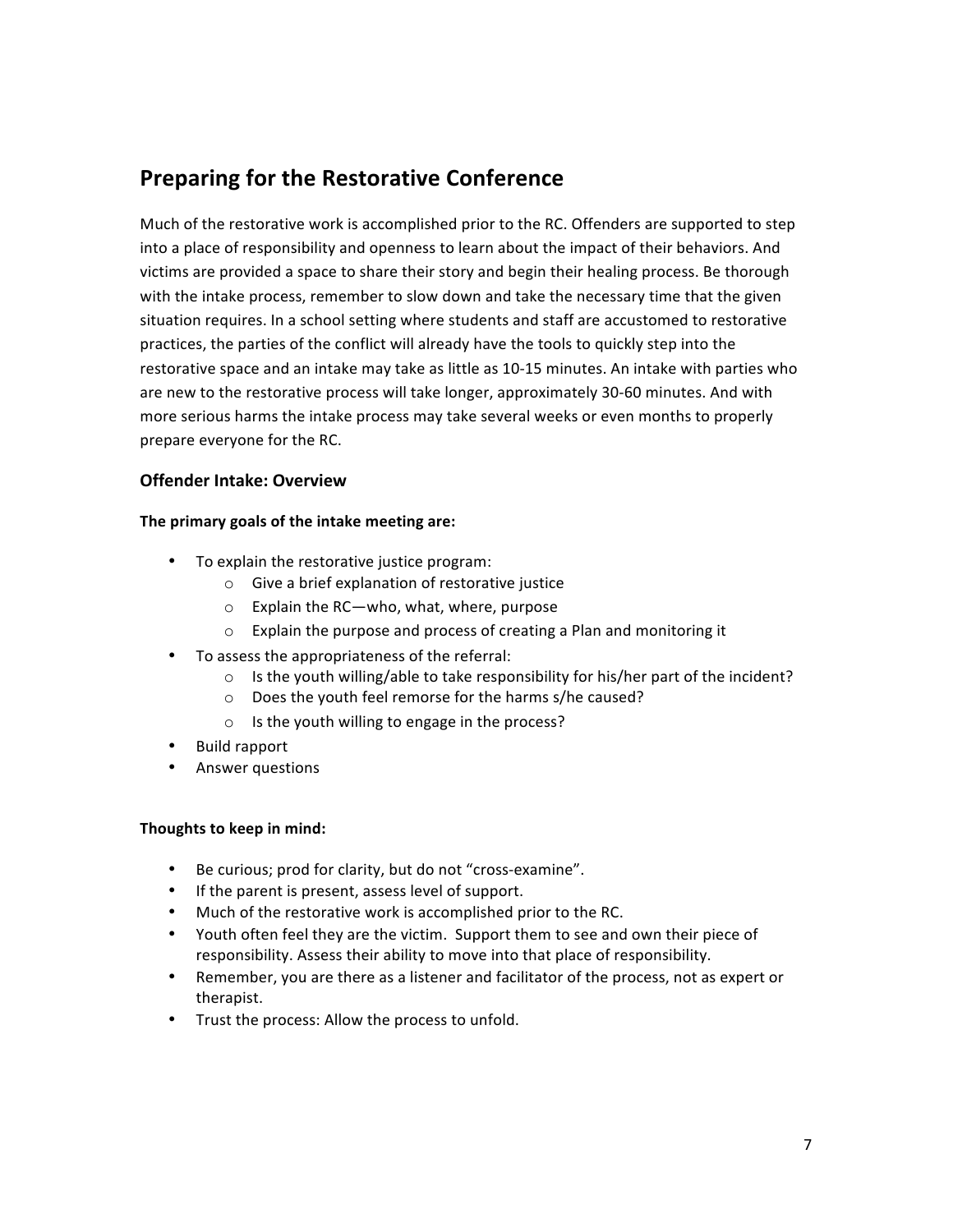## Preparing for the Restorative Conference

Much of the restorative work is accomplished prior to the RC. Offenders are supported to step into a place of responsibility and openness to learn about the impact of their behaviors. And victims are provided a space to share their story and begin their healing process. Be thorough with the intake process, remember to slow down and take the necessary time that the given situation requires. In a school setting where students and staff are accustomed to restorative practices, the parties of the conflict will already have the tools to quickly step into the restorative space and an intake may take as little as 10-15 minutes. An intake with parties who are new to the restorative process will take longer, approximately 30-60 minutes. And with more serious harms the intake process may take several weeks or even months to properly prepare everyone for the RC.

### Offender Intake: Overview

**The primary goals of the intake meeting are:**

- To explain the restorative justice program:
  - Give a brief explanation of restorative justice
  - Explain the RC—who, what, where, purpose
  - Explain the purpose and process of creating a Plan and monitoring it
- To assess the appropriateness of the referral:
  - Is the youth willing/able to take responsibility for his/her part of the incident?
  - Does the youth feel remorse for the harms s/he caused?
  - Is the youth willing to engage in the process?
- Build rapport
- Answer questions

**Thoughts to keep in mind:**

- Be curious; prod for clarity, but do not "cross-examine".
- If the parent is present, assess level of support.
- Much of the restorative work is accomplished prior to the RC.
- Youth often feel they are the victim. Support them to see and own their piece of responsibility. Assess their ability to move into that place of responsibility.
- Remember, you are there as a listener and facilitator of the process, not as expert or therapist.
- Trust the process: Allow the process to unfold.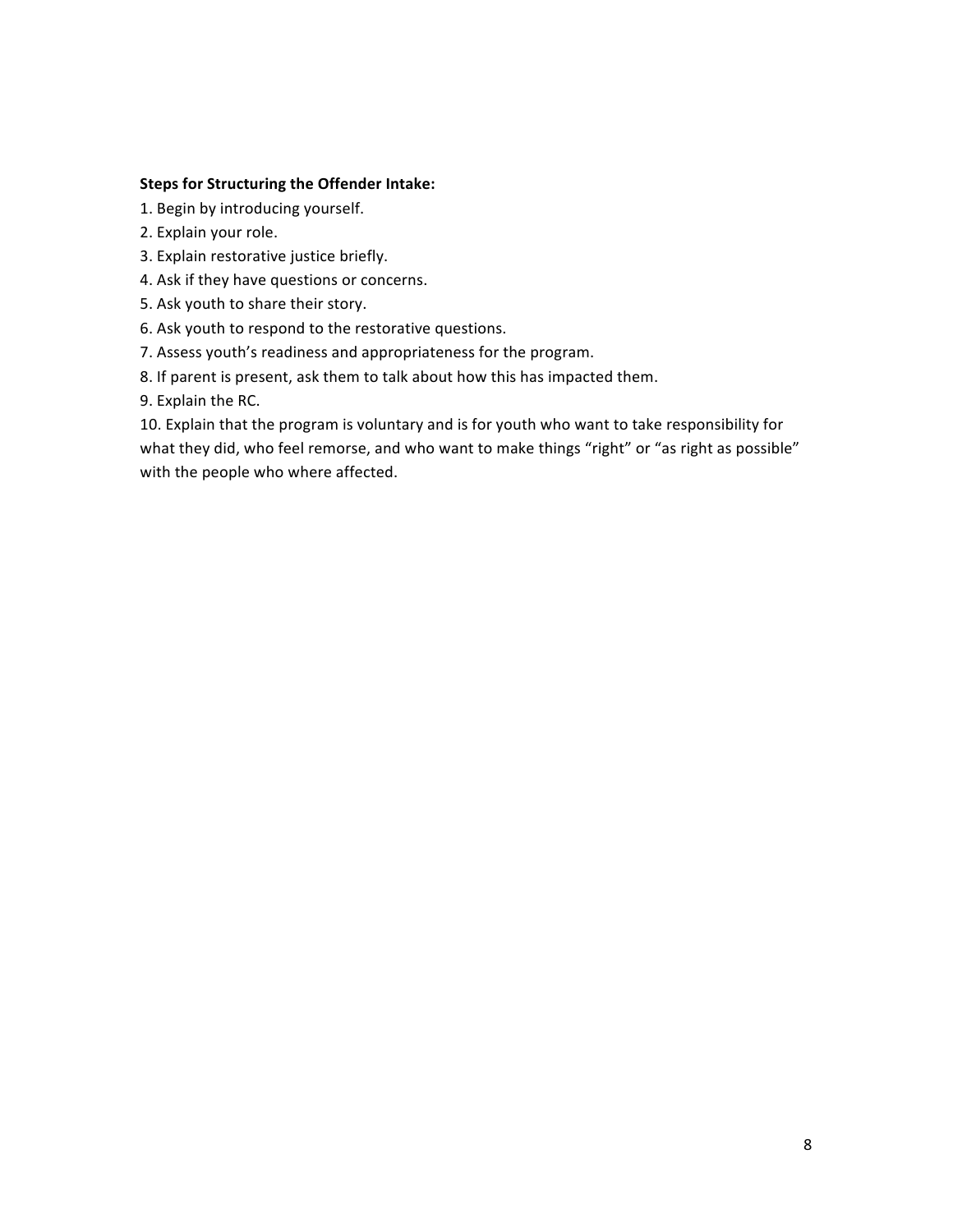**Steps for Structuring the Offender Intake:**

1. Begin by introducing yourself.
2. Explain your role.
3. Explain restorative justice briefly.
4. Ask if they have questions or concerns.
5. Ask youth to share their story.
6. Ask youth to respond to the restorative questions.
7. Assess youth's readiness and appropriateness for the program.
8. If parent is present, ask them to talk about how this has impacted them.
9. Explain the RC.
10. Explain that the program is voluntary and is for youth who want to take responsibility for what they did, who feel remorse, and who want to make things "right" or "as right as possible" with the people who where affected.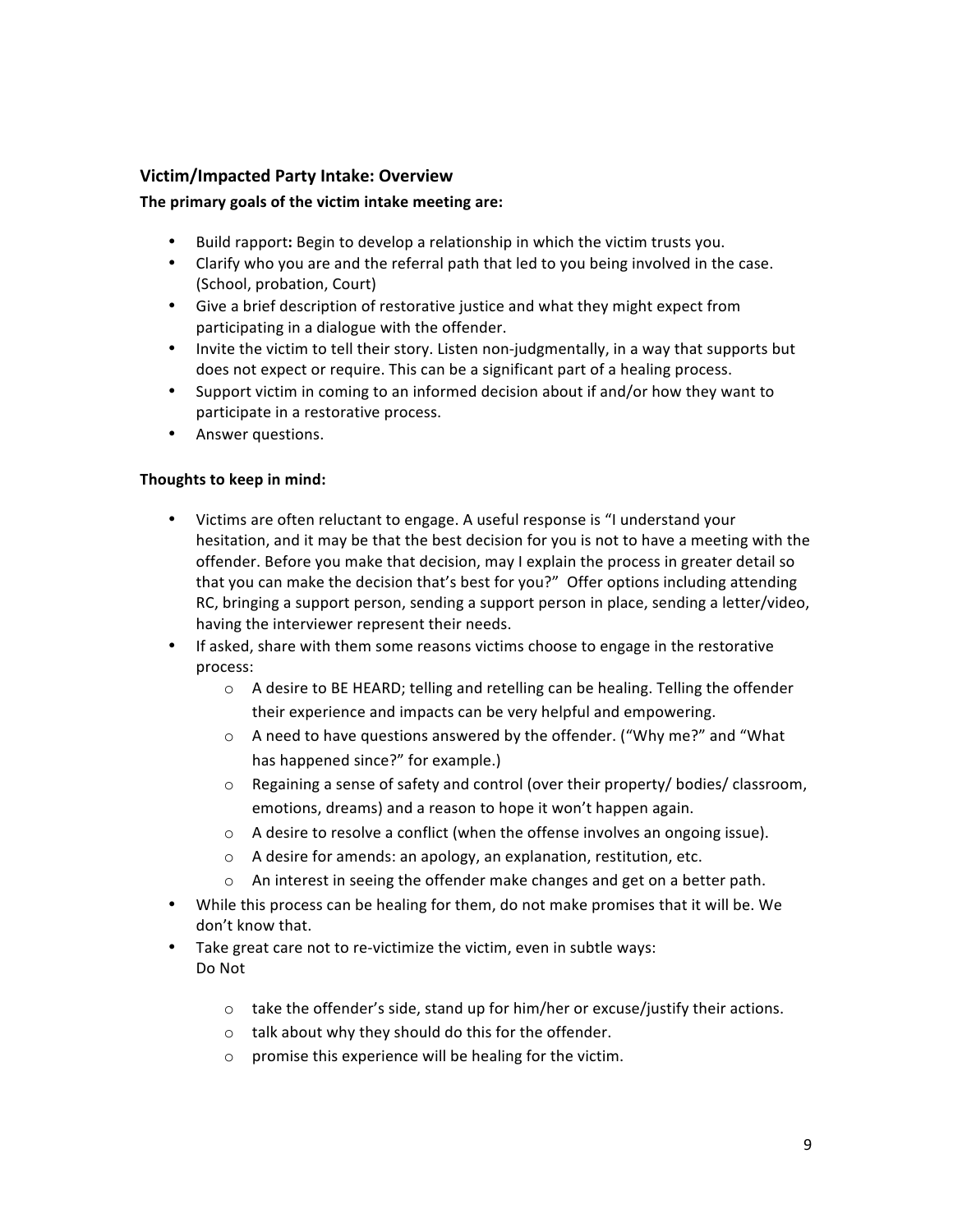## Victim/Impacted Party Intake: Overview

**The primary goals of the victim intake meeting are:**

- Build rapport**:** Begin to develop a relationship in which the victim trusts you.
- Clarify who you are and the referral path that led to you being involved in the case. (School, probation, Court)
- Give a brief description of restorative justice and what they might expect from participating in a dialogue with the offender.
- Invite the victim to tell their story. Listen non-judgmentally, in a way that supports but does not expect or require. This can be a significant part of a healing process.
- Support victim in coming to an informed decision about if and/or how they want to participate in a restorative process.
- Answer questions.

**Thoughts to keep in mind:**

- Victims are often reluctant to engage. A useful response is "I understand your hesitation, and it may be that the best decision for you is not to have a meeting with the offender. Before you make that decision, may I explain the process in greater detail so that you can make the decision that's best for you?" Offer options including attending RC, bringing a support person, sending a support person in place, sending a letter/video, having the interviewer represent their needs.
- If asked, share with them some reasons victims choose to engage in the restorative process:
  - A desire to BE HEARD; telling and retelling can be healing. Telling the offender their experience and impacts can be very helpful and empowering.
  - A need to have questions answered by the offender. ("Why me?" and "What has happened since?" for example.)
  - Regaining a sense of safety and control (over their property/ bodies/ classroom, emotions, dreams) and a reason to hope it won't happen again.
  - A desire to resolve a conflict (when the offense involves an ongoing issue).
  - A desire for amends: an apology, an explanation, restitution, etc.
  - An interest in seeing the offender make changes and get on a better path.
- While this process can be healing for them, do not make promises that it will be. We don't know that.
- Take great care not to re-victimize the victim, even in subtle ways:
  Do Not
  - take the offender's side, stand up for him/her or excuse/justify their actions.
  - talk about why they should do this for the offender.
  - promise this experience will be healing for the victim.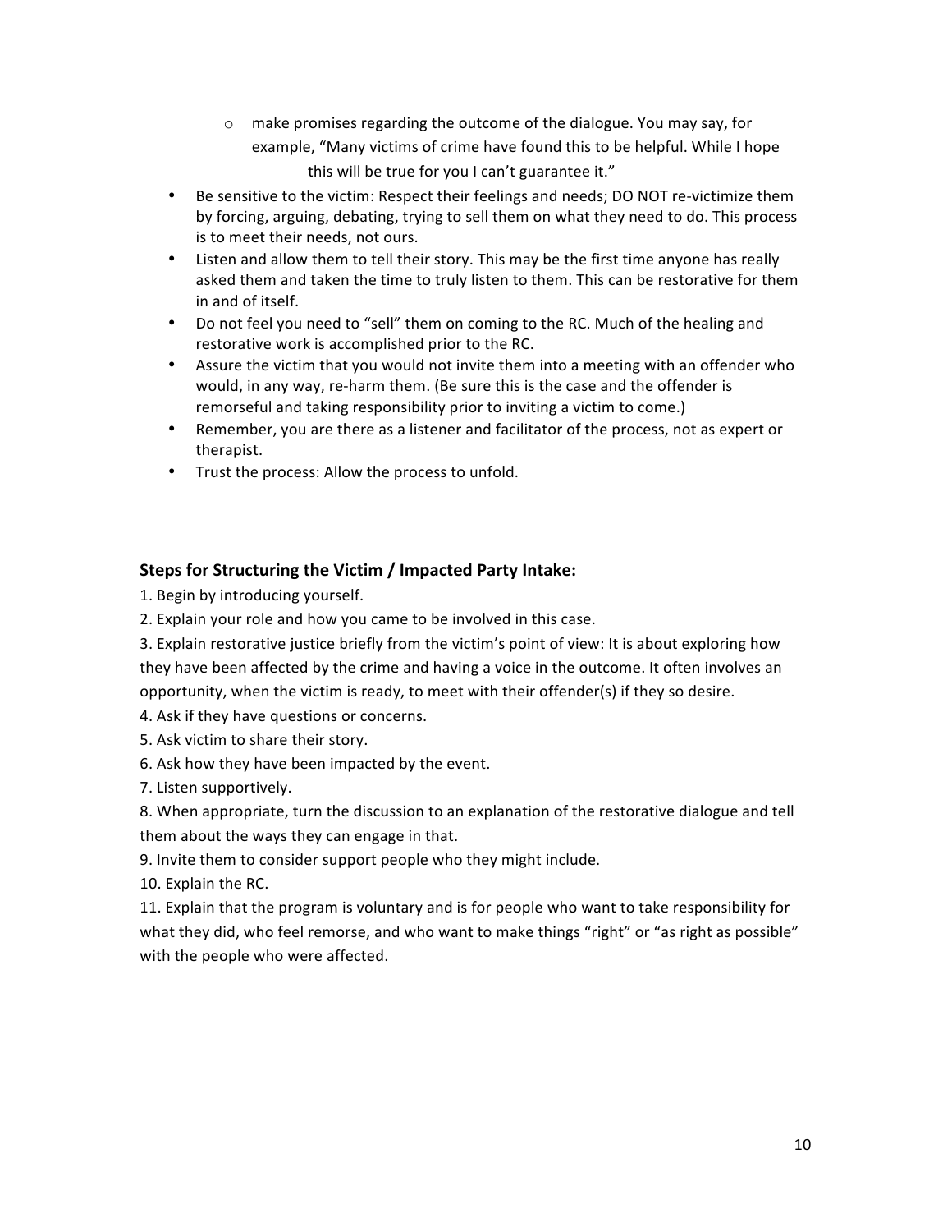- make promises regarding the outcome of the dialogue. You may say, for example, "Many victims of crime have found this to be helpful. While I hope this will be true for you I can't guarantee it."

- Be sensitive to the victim: Respect their feelings and needs; DO NOT re-victimize them by forcing, arguing, debating, trying to sell them on what they need to do. This process is to meet their needs, not ours.
- Listen and allow them to tell their story. This may be the first time anyone has really asked them and taken the time to truly listen to them. This can be restorative for them in and of itself.
- Do not feel you need to "sell" them on coming to the RC. Much of the healing and restorative work is accomplished prior to the RC.
- Assure the victim that you would not invite them into a meeting with an offender who would, in any way, re-harm them. (Be sure this is the case and the offender is remorseful and taking responsibility prior to inviting a victim to come.)
- Remember, you are there as a listener and facilitator of the process, not as expert or therapist.
- Trust the process: Allow the process to unfold.

### Steps for Structuring the Victim / Impacted Party Intake:

1. Begin by introducing yourself.
2. Explain your role and how you came to be involved in this case.
3. Explain restorative justice briefly from the victim's point of view: It is about exploring how they have been affected by the crime and having a voice in the outcome. It often involves an opportunity, when the victim is ready, to meet with their offender(s) if they so desire.
4. Ask if they have questions or concerns.
5. Ask victim to share their story.
6. Ask how they have been impacted by the event.
7. Listen supportively.
8. When appropriate, turn the discussion to an explanation of the restorative dialogue and tell them about the ways they can engage in that.
9. Invite them to consider support people who they might include.
10. Explain the RC.
11. Explain that the program is voluntary and is for people who want to take responsibility for what they did, who feel remorse, and who want to make things "right" or "as right as possible" with the people who were affected.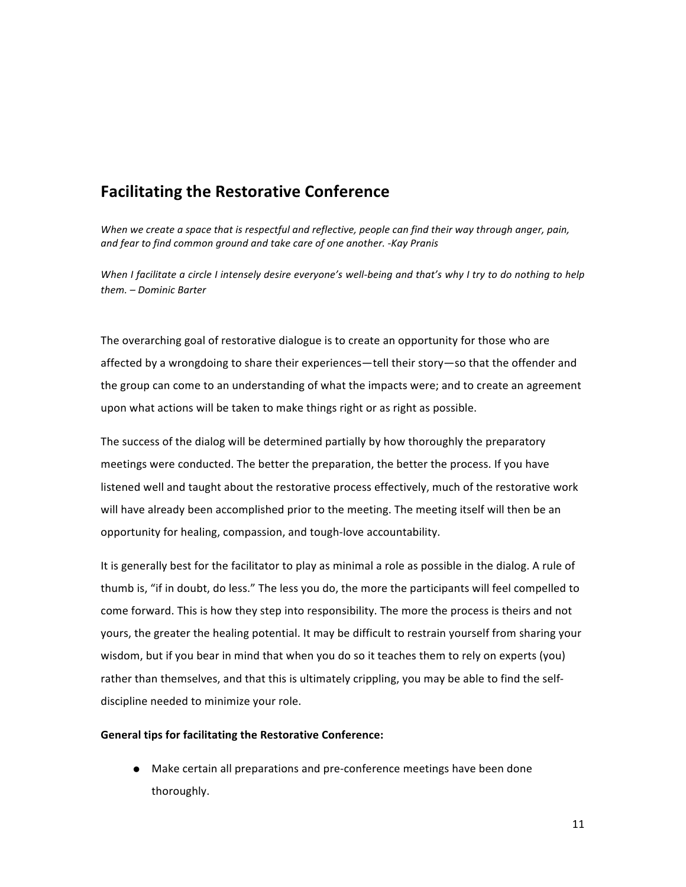## Facilitating the Restorative Conference

*When we create a space that is respectful and reflective, people can find their way through anger, pain, and fear to find common ground and take care of one another. -Kay Pranis*

*When I facilitate a circle I intensely desire everyone's well-being and that's why I try to do nothing to help them. – Dominic Barter*

The overarching goal of restorative dialogue is to create an opportunity for those who are affected by a wrongdoing to share their experiences—tell their story—so that the offender and the group can come to an understanding of what the impacts were; and to create an agreement upon what actions will be taken to make things right or as right as possible.

The success of the dialog will be determined partially by how thoroughly the preparatory meetings were conducted. The better the preparation, the better the process. If you have listened well and taught about the restorative process effectively, much of the restorative work will have already been accomplished prior to the meeting. The meeting itself will then be an opportunity for healing, compassion, and tough-love accountability.

It is generally best for the facilitator to play as minimal a role as possible in the dialog. A rule of thumb is, "if in doubt, do less." The less you do, the more the participants will feel compelled to come forward. This is how they step into responsibility. The more the process is theirs and not yours, the greater the healing potential. It may be difficult to restrain yourself from sharing your wisdom, but if you bear in mind that when you do so it teaches them to rely on experts (you) rather than themselves, and that this is ultimately crippling, you may be able to find the self-discipline needed to minimize your role.

**General tips for facilitating the Restorative Conference:**

- Make certain all preparations and pre-conference meetings have been done thoroughly.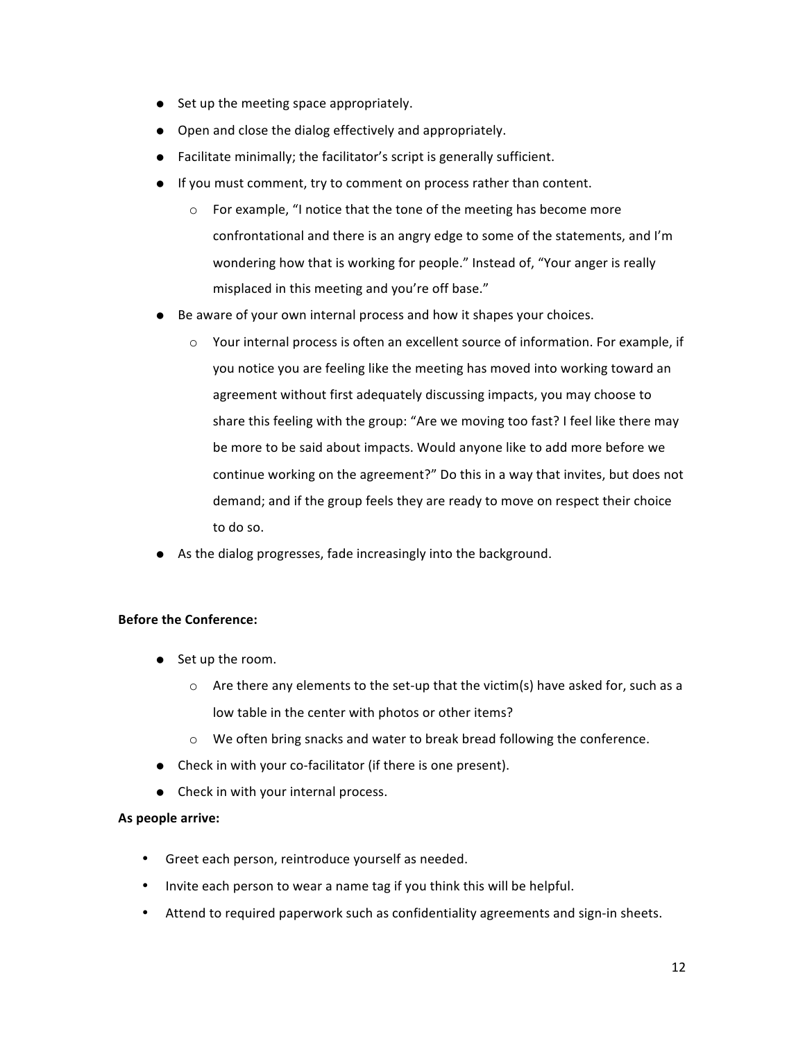- Set up the meeting space appropriately.
- Open and close the dialog effectively and appropriately.
- Facilitate minimally; the facilitator's script is generally sufficient.
- If you must comment, try to comment on process rather than content.
  - For example, "I notice that the tone of the meeting has become more confrontational and there is an angry edge to some of the statements, and I'm wondering how that is working for people." Instead of, "Your anger is really misplaced in this meeting and you're off base."
- Be aware of your own internal process and how it shapes your choices.
  - Your internal process is often an excellent source of information. For example, if you notice you are feeling like the meeting has moved into working toward an agreement without first adequately discussing impacts, you may choose to share this feeling with the group: "Are we moving too fast? I feel like there may be more to be said about impacts. Would anyone like to add more before we continue working on the agreement?" Do this in a way that invites, but does not demand; and if the group feels they are ready to move on respect their choice to do so.
- As the dialog progresses, fade increasingly into the background.

**Before the Conference:**

- Set up the room.
  - Are there any elements to the set-up that the victim(s) have asked for, such as a low table in the center with photos or other items?
  - We often bring snacks and water to break bread following the conference.
- Check in with your co-facilitator (if there is one present).
- Check in with your internal process.

**As people arrive:**

- Greet each person, reintroduce yourself as needed.
- Invite each person to wear a name tag if you think this will be helpful.
- Attend to required paperwork such as confidentiality agreements and sign-in sheets.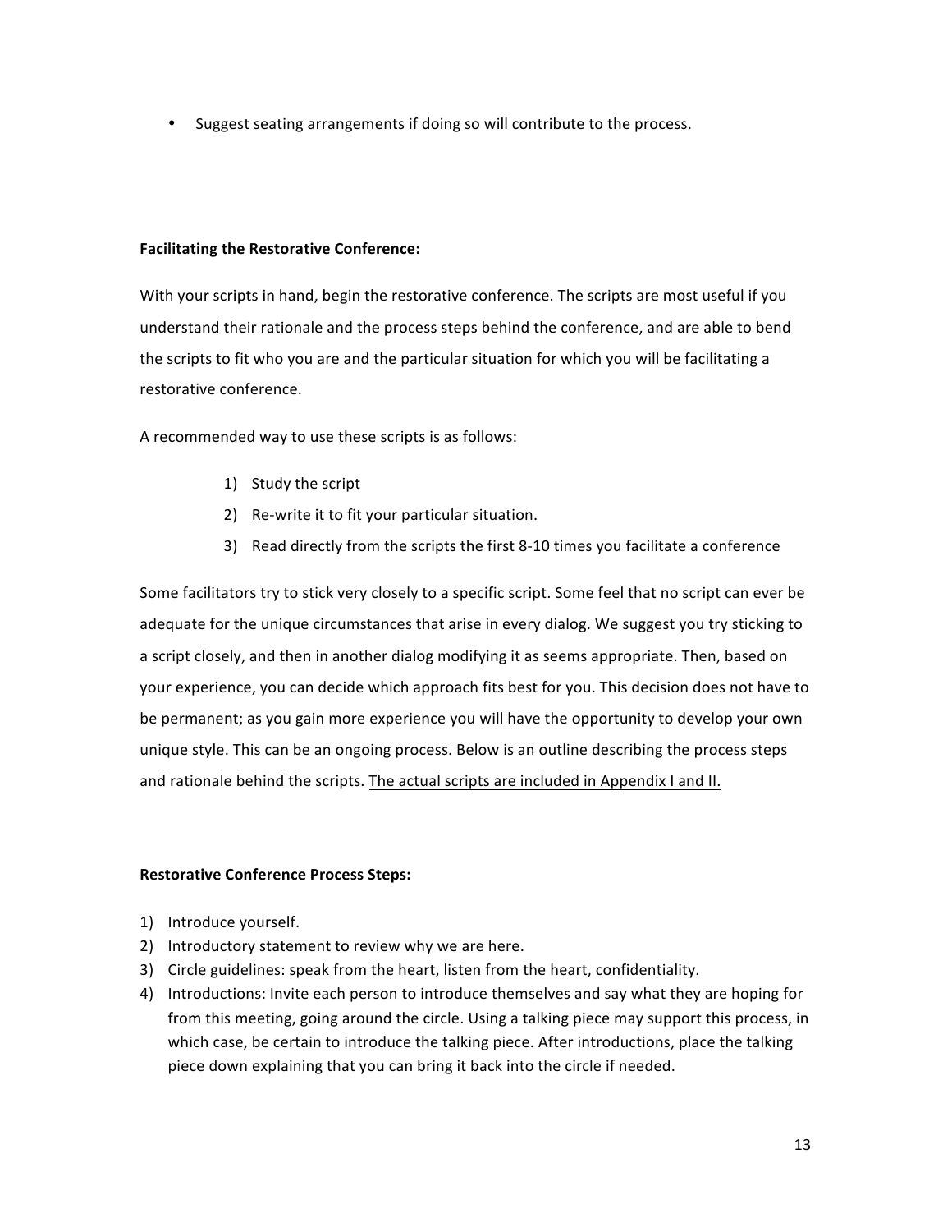- Suggest seating arrangements if doing so will contribute to the process.

**Facilitating the Restorative Conference:**

With your scripts in hand, begin the restorative conference. The scripts are most useful if you understand their rationale and the process steps behind the conference, and are able to bend the scripts to fit who you are and the particular situation for which you will be facilitating a restorative conference.

A recommended way to use these scripts is as follows:

1) Study the script
2) Re-write it to fit your particular situation.
3) Read directly from the scripts the first 8-10 times you facilitate a conference

Some facilitators try to stick very closely to a specific script. Some feel that no script can ever be adequate for the unique circumstances that arise in every dialog. We suggest you try sticking to a script closely, and then in another dialog modifying it as seems appropriate. Then, based on your experience, you can decide which approach fits best for you. This decision does not have to be permanent; as you gain more experience you will have the opportunity to develop your own unique style. This can be an ongoing process. Below is an outline describing the process steps and rationale behind the scripts. <u>The actual scripts are included in Appendix I and II.</u>

**Restorative Conference Process Steps:**

1) Introduce yourself.
2) Introductory statement to review why we are here.
3) Circle guidelines: speak from the heart, listen from the heart, confidentiality.
4) Introductions: Invite each person to introduce themselves and say what they are hoping for from this meeting, going around the circle. Using a talking piece may support this process, in which case, be certain to introduce the talking piece. After introductions, place the talking piece down explaining that you can bring it back into the circle if needed.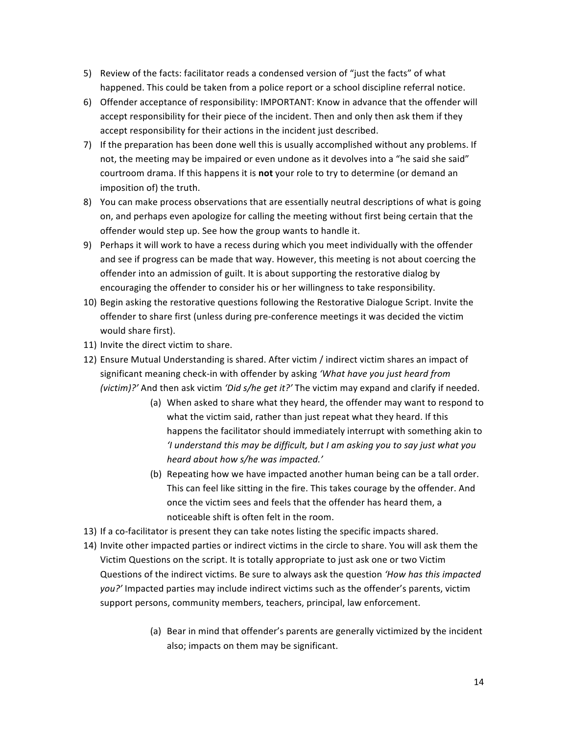5) Review of the facts: facilitator reads a condensed version of "just the facts" of what happened. This could be taken from a police report or a school discipline referral notice.
6) Offender acceptance of responsibility: IMPORTANT: Know in advance that the offender will accept responsibility for their piece of the incident. Then and only then ask them if they accept responsibility for their actions in the incident just described.
7) If the preparation has been done well this is usually accomplished without any problems. If not, the meeting may be impaired or even undone as it devolves into a "he said she said" courtroom drama. If this happens it is **not** your role to try to determine (or demand an imposition of) the truth.
8) You can make process observations that are essentially neutral descriptions of what is going on, and perhaps even apologize for calling the meeting without first being certain that the offender would step up. See how the group wants to handle it.
9) Perhaps it will work to have a recess during which you meet individually with the offender and see if progress can be made that way. However, this meeting is not about coercing the offender into an admission of guilt. It is about supporting the restorative dialog by encouraging the offender to consider his or her willingness to take responsibility.
10) Begin asking the restorative questions following the Restorative Dialogue Script. Invite the offender to share first (unless during pre-conference meetings it was decided the victim would share first).
11) Invite the direct victim to share.
12) Ensure Mutual Understanding is shared. After victim / indirect victim shares an impact of significant meaning check-in with offender by asking *'What have you just heard from (victim)?'* And then ask victim *'Did s/he get it?'* The victim may expand and clarify if needed.
    (a) When asked to share what they heard, the offender may want to respond to what the victim said, rather than just repeat what they heard. If this happens the facilitator should immediately interrupt with something akin to *'I understand this may be difficult, but I am asking you to say just what you heard about how s/he was impacted.'*
    (b) Repeating how we have impacted another human being can be a tall order. This can feel like sitting in the fire. This takes courage by the offender. And once the victim sees and feels that the offender has heard them, a noticeable shift is often felt in the room.
13) If a co-facilitator is present they can take notes listing the specific impacts shared.
14) Invite other impacted parties or indirect victims in the circle to share. You will ask them the Victim Questions on the script. It is totally appropriate to just ask one or two Victim Questions of the indirect victims. Be sure to always ask the question *'How has this impacted you?'* Impacted parties may include indirect victims such as the offender's parents, victim support persons, community members, teachers, principal, law enforcement.
    (a) Bear in mind that offender's parents are generally victimized by the incident also; impacts on them may be significant.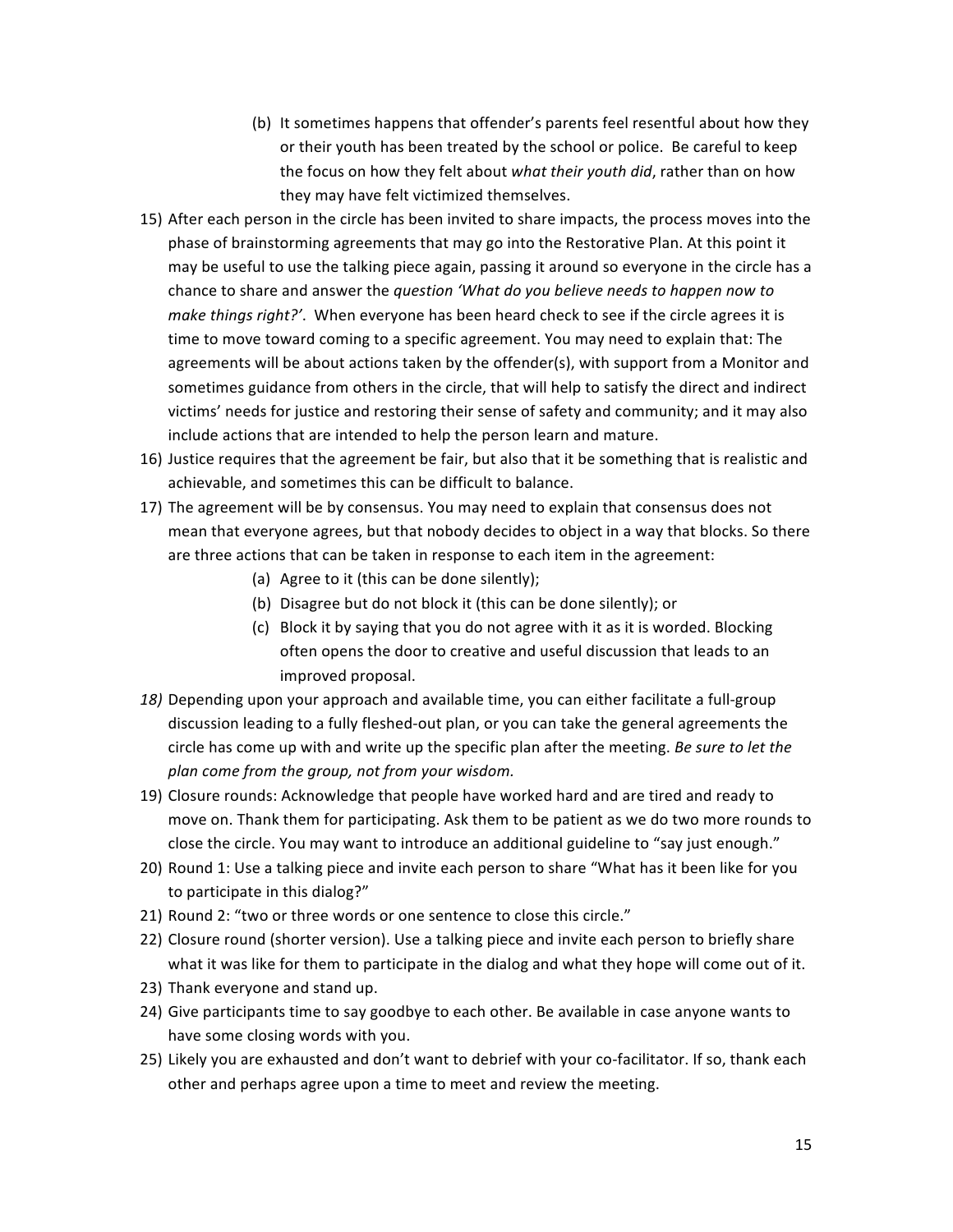(b) It sometimes happens that offender's parents feel resentful about how they or their youth has been treated by the school or police. Be careful to keep the focus on how they felt about *what their youth did*, rather than on how they may have felt victimized themselves.

15) After each person in the circle has been invited to share impacts, the process moves into the phase of brainstorming agreements that may go into the Restorative Plan. At this point it may be useful to use the talking piece again, passing it around so everyone in the circle has a chance to share and answer the *question 'What do you believe needs to happen now to make things right?'*. When everyone has been heard check to see if the circle agrees it is time to move toward coming to a specific agreement. You may need to explain that: The agreements will be about actions taken by the offender(s), with support from a Monitor and sometimes guidance from others in the circle, that will help to satisfy the direct and indirect victims' needs for justice and restoring their sense of safety and community; and it may also include actions that are intended to help the person learn and mature.
16) Justice requires that the agreement be fair, but also that it be something that is realistic and achievable, and sometimes this can be difficult to balance.
17) The agreement will be by consensus. You may need to explain that consensus does not mean that everyone agrees, but that nobody decides to object in a way that blocks. So there are three actions that can be taken in response to each item in the agreement:
   (a) Agree to it (this can be done silently);
   (b) Disagree but do not block it (this can be done silently); or
   (c) Block it by saying that you do not agree with it as it is worded. Blocking often opens the door to creative and useful discussion that leads to an improved proposal.
18) Depending upon your approach and available time, you can either facilitate a full-group discussion leading to a fully fleshed-out plan, or you can take the general agreements the circle has come up with and write up the specific plan after the meeting. *Be sure to let the plan come from the group, not from your wisdom.*
19) Closure rounds: Acknowledge that people have worked hard and are tired and ready to move on. Thank them for participating. Ask them to be patient as we do two more rounds to close the circle. You may want to introduce an additional guideline to "say just enough."
20) Round 1: Use a talking piece and invite each person to share "What has it been like for you to participate in this dialog?"
21) Round 2: "two or three words or one sentence to close this circle."
22) Closure round (shorter version). Use a talking piece and invite each person to briefly share what it was like for them to participate in the dialog and what they hope will come out of it.
23) Thank everyone and stand up.
24) Give participants time to say goodbye to each other. Be available in case anyone wants to have some closing words with you.
25) Likely you are exhausted and don't want to debrief with your co-facilitator. If so, thank each other and perhaps agree upon a time to meet and review the meeting.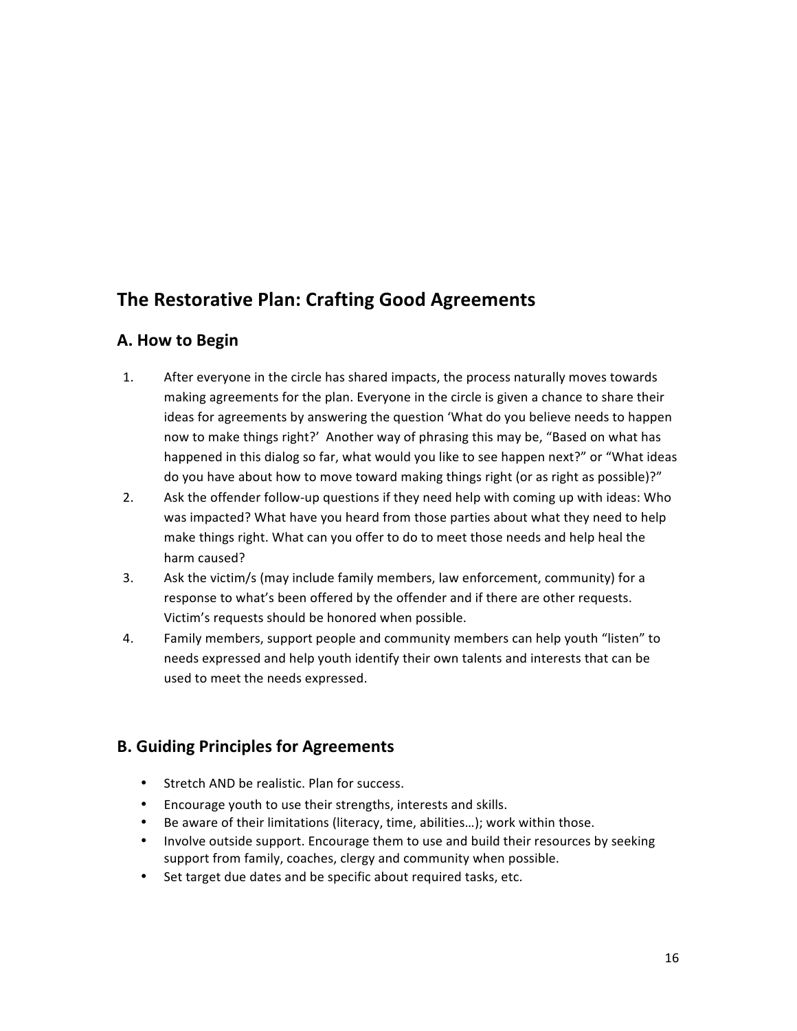## The Restorative Plan: Crafting Good Agreements

### A. How to Begin

1. After everyone in the circle has shared impacts, the process naturally moves towards making agreements for the plan. Everyone in the circle is given a chance to share their ideas for agreements by answering the question 'What do you believe needs to happen now to make things right?' Another way of phrasing this may be, "Based on what has happened in this dialog so far, what would you like to see happen next?" or "What ideas do you have about how to move toward making things right (or as right as possible)?"
2. Ask the offender follow-up questions if they need help with coming up with ideas: Who was impacted? What have you heard from those parties about what they need to help make things right. What can you offer to do to meet those needs and help heal the harm caused?
3. Ask the victim/s (may include family members, law enforcement, community) for a response to what's been offered by the offender and if there are other requests. Victim's requests should be honored when possible.
4. Family members, support people and community members can help youth "listen" to needs expressed and help youth identify their own talents and interests that can be used to meet the needs expressed.

### B. Guiding Principles for Agreements

- Stretch AND be realistic. Plan for success.
- Encourage youth to use their strengths, interests and skills.
- Be aware of their limitations (literacy, time, abilities…); work within those.
- Involve outside support. Encourage them to use and build their resources by seeking support from family, coaches, clergy and community when possible.
- Set target due dates and be specific about required tasks, etc.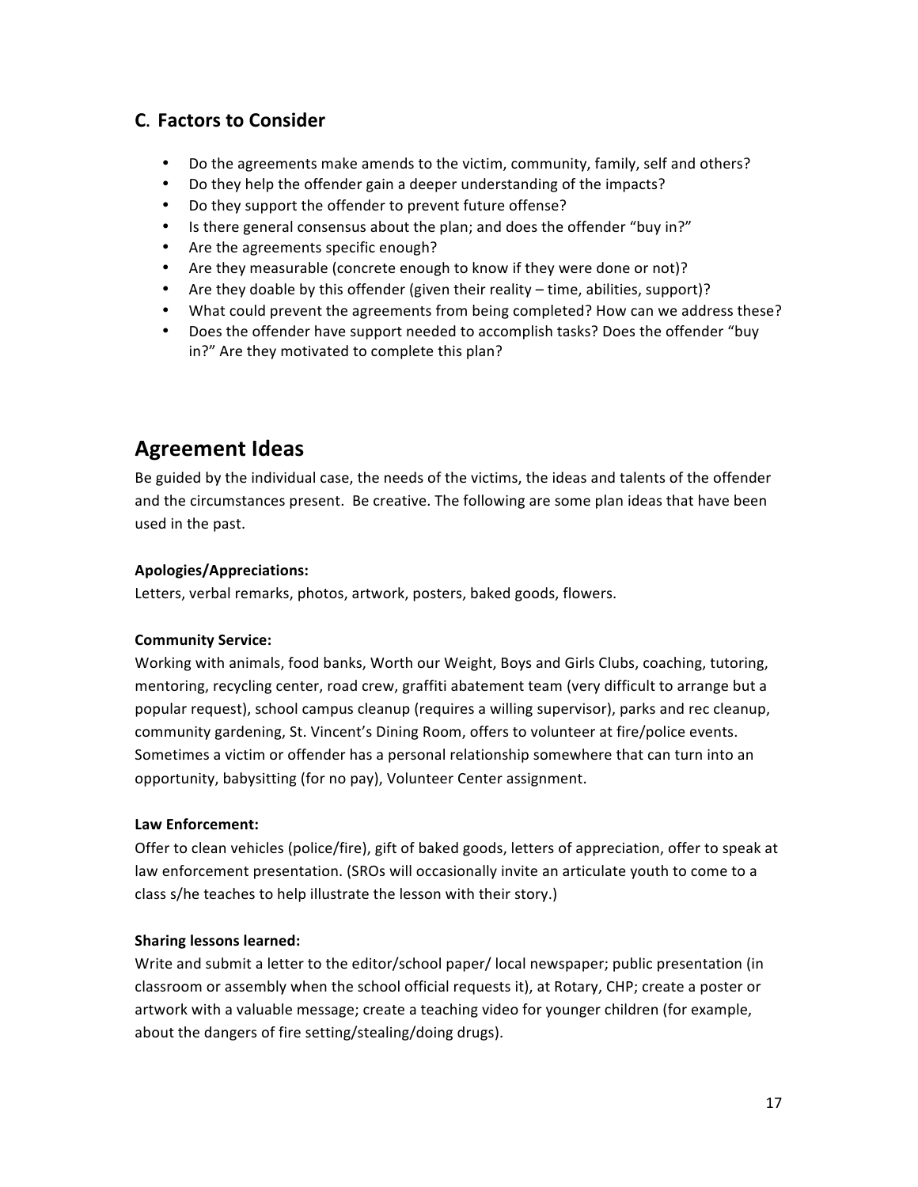## C. Factors to Consider

- Do the agreements make amends to the victim, community, family, self and others?
- Do they help the offender gain a deeper understanding of the impacts?
- Do they support the offender to prevent future offense?
- Is there general consensus about the plan; and does the offender "buy in?"
- Are the agreements specific enough?
- Are they measurable (concrete enough to know if they were done or not)?
- Are they doable by this offender (given their reality – time, abilities, support)?
- What could prevent the agreements from being completed? How can we address these?
- Does the offender have support needed to accomplish tasks? Does the offender "buy in?" Are they motivated to complete this plan?

# Agreement Ideas

Be guided by the individual case, the needs of the victims, the ideas and talents of the offender and the circumstances present. Be creative. The following are some plan ideas that have been used in the past.

**Apologies/Appreciations:**
Letters, verbal remarks, photos, artwork, posters, baked goods, flowers.

**Community Service:**
Working with animals, food banks, Worth our Weight, Boys and Girls Clubs, coaching, tutoring, mentoring, recycling center, road crew, graffiti abatement team (very difficult to arrange but a popular request), school campus cleanup (requires a willing supervisor), parks and rec cleanup, community gardening, St. Vincent's Dining Room, offers to volunteer at fire/police events. Sometimes a victim or offender has a personal relationship somewhere that can turn into an opportunity, babysitting (for no pay), Volunteer Center assignment.

**Law Enforcement:**
Offer to clean vehicles (police/fire), gift of baked goods, letters of appreciation, offer to speak at law enforcement presentation. (SROs will occasionally invite an articulate youth to come to a class s/he teaches to help illustrate the lesson with their story.)

**Sharing lessons learned:**
Write and submit a letter to the editor/school paper/ local newspaper; public presentation (in classroom or assembly when the school official requests it), at Rotary, CHP; create a poster or artwork with a valuable message; create a teaching video for younger children (for example, about the dangers of fire setting/stealing/doing drugs).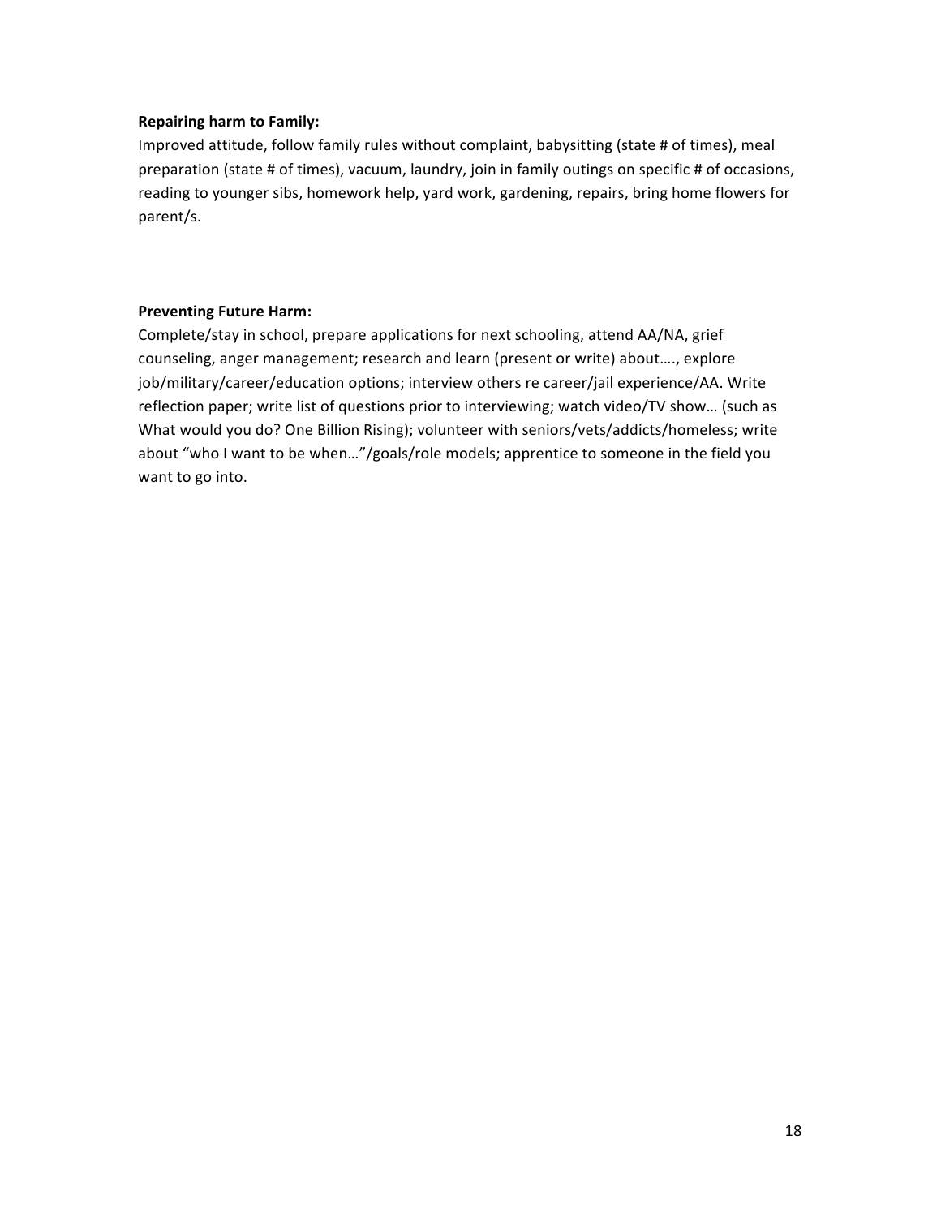**Repairing harm to Family:**
Improved attitude, follow family rules without complaint, babysitting (state # of times), meal preparation (state # of times), vacuum, laundry, join in family outings on specific # of occasions, reading to younger sibs, homework help, yard work, gardening, repairs, bring home flowers for parent/s.

**Preventing Future Harm:**
Complete/stay in school, prepare applications for next schooling, attend AA/NA, grief counseling, anger management; research and learn (present or write) about…., explore job/military/career/education options; interview others re career/jail experience/AA. Write reflection paper; write list of questions prior to interviewing; watch video/TV show… (such as What would you do? One Billion Rising); volunteer with seniors/vets/addicts/homeless; write about "who I want to be when…"/goals/role models; apprentice to someone in the field you want to go into.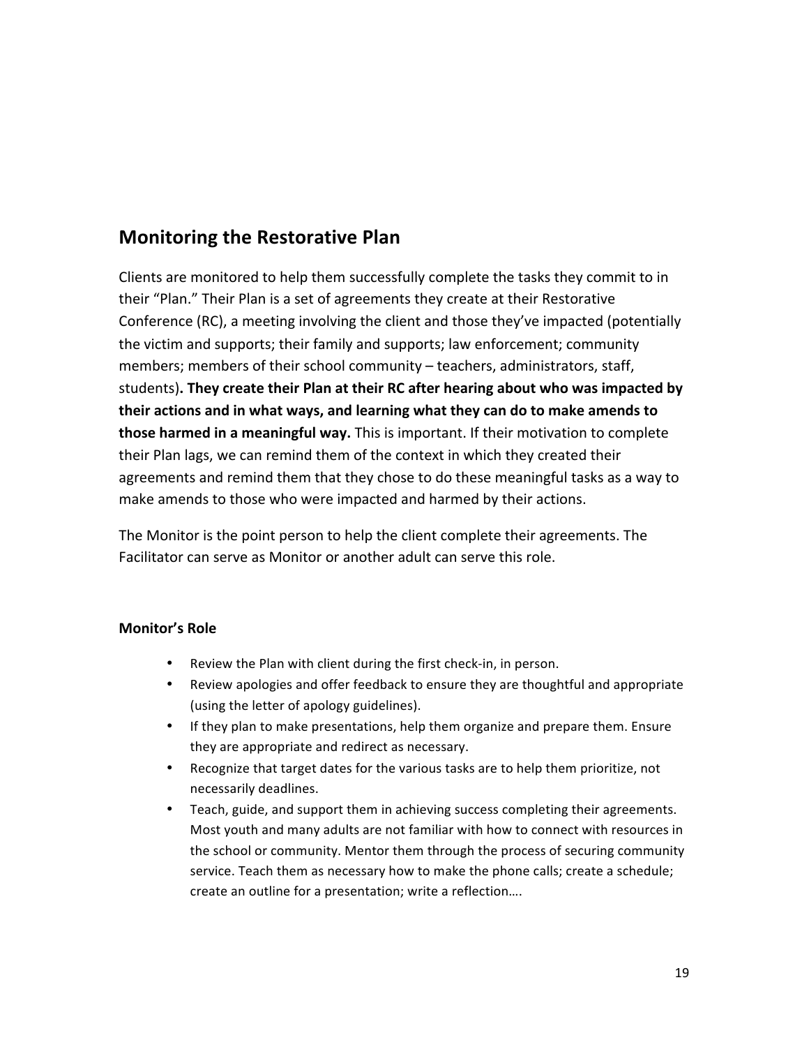## Monitoring the Restorative Plan

Clients are monitored to help them successfully complete the tasks they commit to in their "Plan." Their Plan is a set of agreements they create at their Restorative Conference (RC), a meeting involving the client and those they've impacted (potentially the victim and supports; their family and supports; law enforcement; community members; members of their school community – teachers, administrators, staff, students)**. They create their Plan at their RC after hearing about who was impacted by their actions and in what ways, and learning what they can do to make amends to those harmed in a meaningful way.** This is important. If their motivation to complete their Plan lags, we can remind them of the context in which they created their agreements and remind them that they chose to do these meaningful tasks as a way to make amends to those who were impacted and harmed by their actions.

The Monitor is the point person to help the client complete their agreements. The Facilitator can serve as Monitor or another adult can serve this role.

### Monitor's Role

- Review the Plan with client during the first check-in, in person.
- Review apologies and offer feedback to ensure they are thoughtful and appropriate (using the letter of apology guidelines).
- If they plan to make presentations, help them organize and prepare them. Ensure they are appropriate and redirect as necessary.
- Recognize that target dates for the various tasks are to help them prioritize, not necessarily deadlines.
- Teach, guide, and support them in achieving success completing their agreements. Most youth and many adults are not familiar with how to connect with resources in the school or community. Mentor them through the process of securing community service. Teach them as necessary how to make the phone calls; create a schedule; create an outline for a presentation; write a reflection….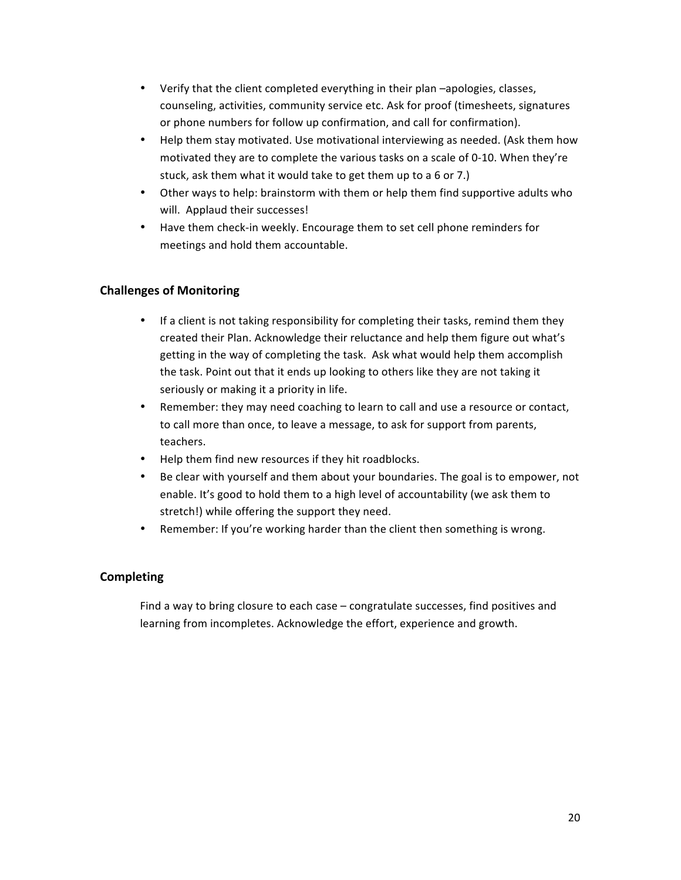- Verify that the client completed everything in their plan –apologies, classes, counseling, activities, community service etc. Ask for proof (timesheets, signatures or phone numbers for follow up confirmation, and call for confirmation).
- Help them stay motivated. Use motivational interviewing as needed. (Ask them how motivated they are to complete the various tasks on a scale of 0-10. When they're stuck, ask them what it would take to get them up to a 6 or 7.)
- Other ways to help: brainstorm with them or help them find supportive adults who will. Applaud their successes!
- Have them check-in weekly. Encourage them to set cell phone reminders for meetings and hold them accountable.

### Challenges of Monitoring

- If a client is not taking responsibility for completing their tasks, remind them they created their Plan. Acknowledge their reluctance and help them figure out what's getting in the way of completing the task. Ask what would help them accomplish the task. Point out that it ends up looking to others like they are not taking it seriously or making it a priority in life.
- Remember: they may need coaching to learn to call and use a resource or contact, to call more than once, to leave a message, to ask for support from parents, teachers.
- Help them find new resources if they hit roadblocks.
- Be clear with yourself and them about your boundaries. The goal is to empower, not enable. It's good to hold them to a high level of accountability (we ask them to stretch!) while offering the support they need.
- Remember: If you're working harder than the client then something is wrong.

### Completing

Find a way to bring closure to each case – congratulate successes, find positives and learning from incompletes. Acknowledge the effort, experience and growth.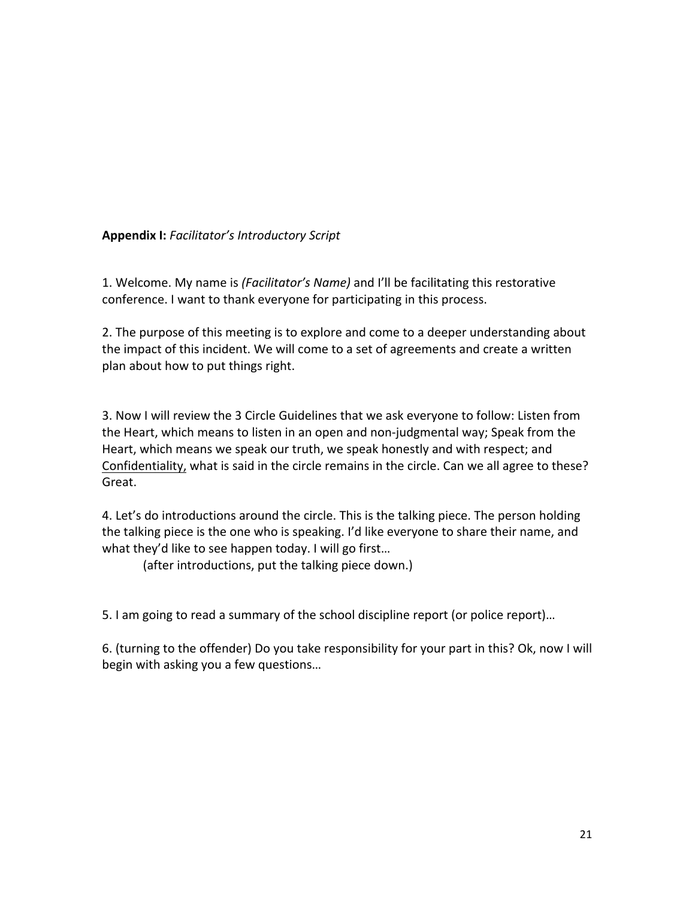**Appendix I:** *Facilitator's Introductory Script*

1. Welcome. My name is *(Facilitator's Name)* and I'll be facilitating this restorative conference. I want to thank everyone for participating in this process.

2. The purpose of this meeting is to explore and come to a deeper understanding about the impact of this incident. We will come to a set of agreements and create a written plan about how to put things right.

3. Now I will review the 3 Circle Guidelines that we ask everyone to follow: Listen from the Heart, which means to listen in an open and non-judgmental way; Speak from the Heart, which means we speak our truth, we speak honestly and with respect; and <u>Confidentiality,</u> what is said in the circle remains in the circle. Can we all agree to these? Great.

4. Let's do introductions around the circle. This is the talking piece. The person holding the talking piece is the one who is speaking. I'd like everyone to share their name, and what they'd like to see happen today. I will go first…

   (after introductions, put the talking piece down.)

5. I am going to read a summary of the school discipline report (or police report)…

6. (turning to the offender) Do you take responsibility for your part in this? Ok, now I will begin with asking you a few questions…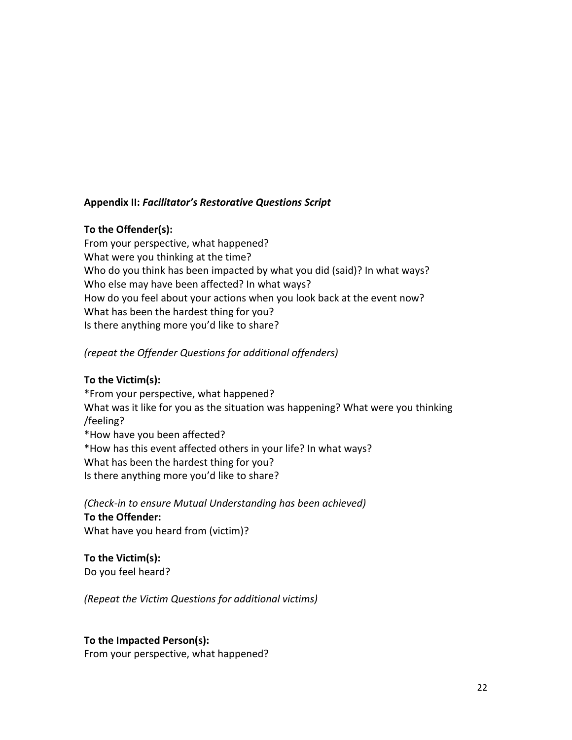**Appendix II:** ***Facilitator's Restorative Questions Script***

**To the Offender(s):**

From your perspective, what happened?
What were you thinking at the time?
Who do you think has been impacted by what you did (said)? In what ways?
Who else may have been affected? In what ways?
How do you feel about your actions when you look back at the event now?
What has been the hardest thing for you?
Is there anything more you'd like to share?

*(repeat the Offender Questions for additional offenders)*

**To the Victim(s):**

*From your perspective, what happened?
What was it like for you as the situation was happening? What were you thinking /feeling?
*How have you been affected?
*How has this event affected others in your life? In what ways?
What has been the hardest thing for you?
Is there anything more you'd like to share?

*(Check-in to ensure Mutual Understanding has been achieved)*

**To the Offender:**

What have you heard from (victim)?

**To the Victim(s):**

Do you feel heard?

*(Repeat the Victim Questions for additional victims)*

**To the Impacted Person(s):**

From your perspective, what happened?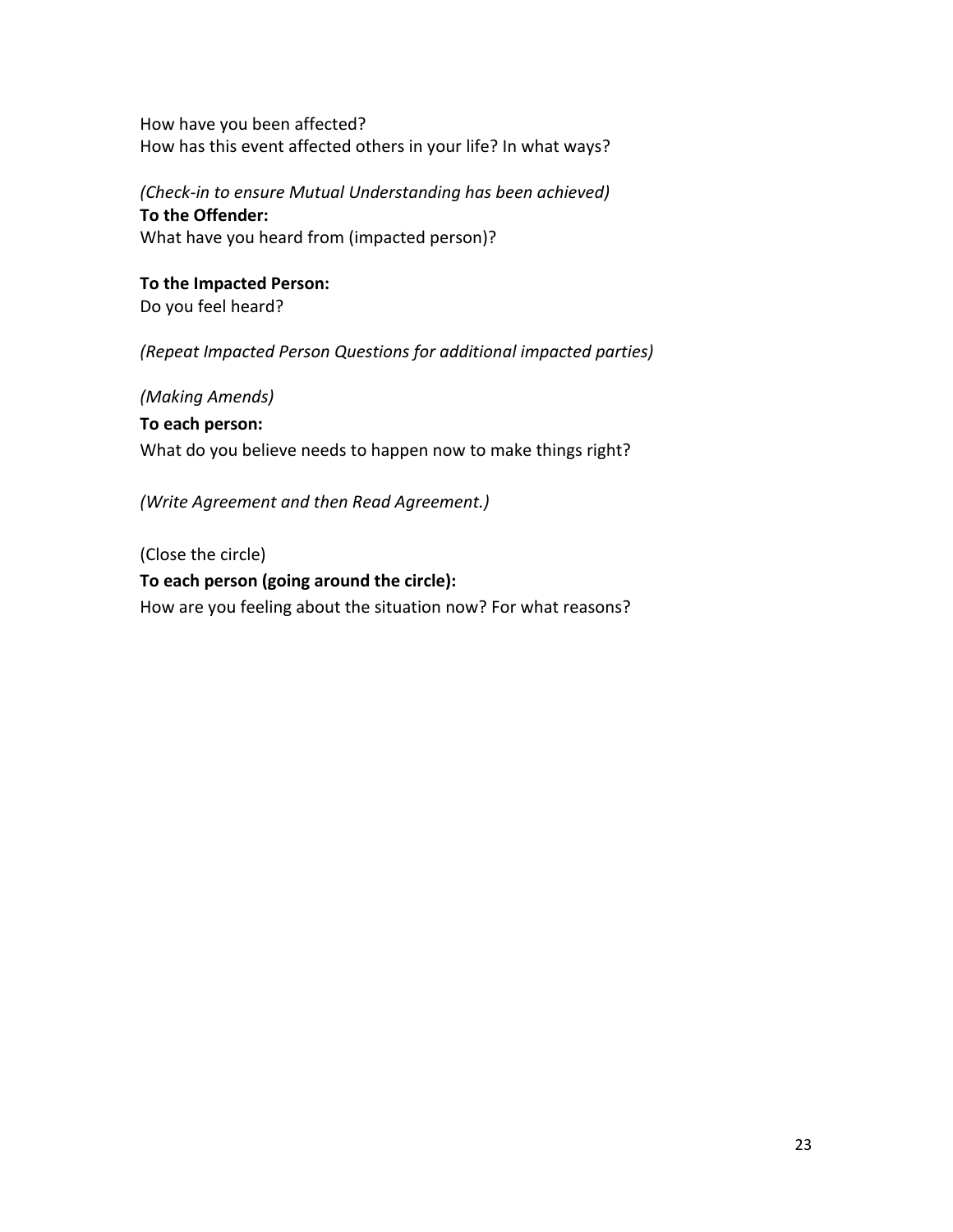How have you been affected?
How has this event affected others in your life? In what ways?

*(Check-in to ensure Mutual Understanding has been achieved)*
**To the Offender:**
What have you heard from (impacted person)?

**To the Impacted Person:**
Do you feel heard?

*(Repeat Impacted Person Questions for additional impacted parties)*

*(Making Amends)*

**To each person:**
What do you believe needs to happen now to make things right?

*(Write Agreement and then Read Agreement.)*

(Close the circle)

**To each person (going around the circle):**
How are you feeling about the situation now? For what reasons?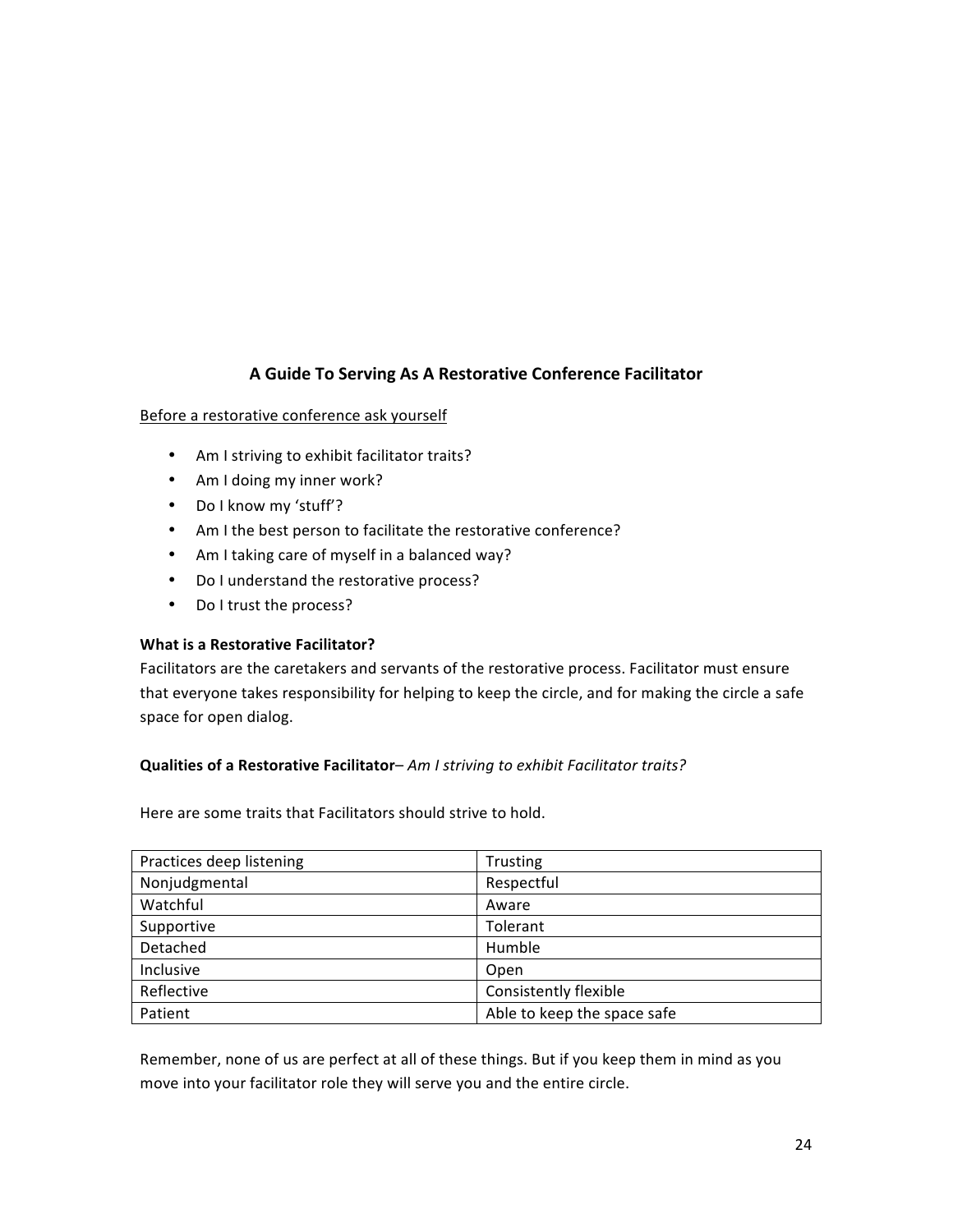## A Guide To Serving As A Restorative Conference Facilitator

<u>Before a restorative conference ask yourself</u>

- Am I striving to exhibit facilitator traits?
- Am I doing my inner work?
- Do I know my 'stuff'?
- Am I the best person to facilitate the restorative conference?
- Am I taking care of myself in a balanced way?
- Do I understand the restorative process?
- Do I trust the process?

**What is a Restorative Facilitator?**
Facilitators are the caretakers and servants of the restorative process. Facilitator must ensure that everyone takes responsibility for helping to keep the circle, and for making the circle a safe space for open dialog.

**Qualities of a Restorative Facilitator**– *Am I striving to exhibit Facilitator traits?*

Here are some traits that Facilitators should strive to hold.

| | |
|---|---|
| Practices deep listening | Trusting |
| Nonjudgmental | Respectful |
| Watchful | Aware |
| Supportive | Tolerant |
| Detached | Humble |
| Inclusive | Open |
| Reflective | Consistently flexible |
| Patient | Able to keep the space safe |

Remember, none of us are perfect at all of these things. But if you keep them in mind as you move into your facilitator role they will serve you and the entire circle.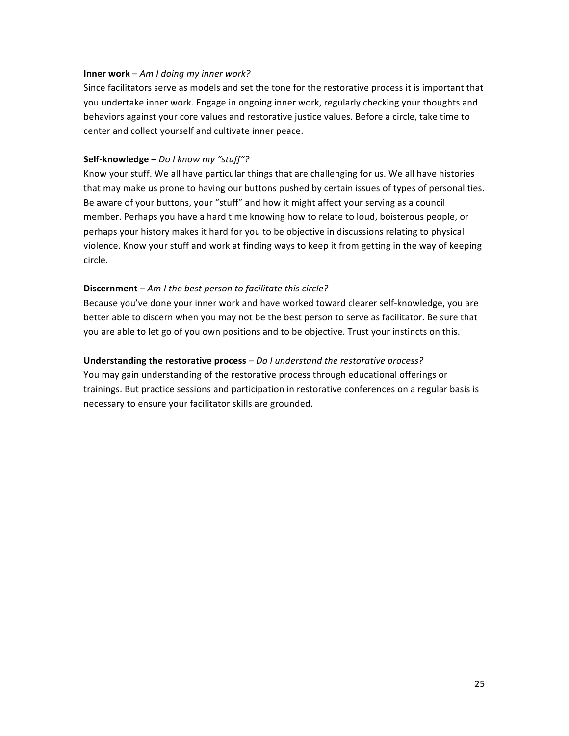**Inner work** – *Am I doing my inner work?*

Since facilitators serve as models and set the tone for the restorative process it is important that you undertake inner work. Engage in ongoing inner work, regularly checking your thoughts and behaviors against your core values and restorative justice values. Before a circle, take time to center and collect yourself and cultivate inner peace.

**Self-knowledge** – *Do I know my "stuff"?*

Know your stuff. We all have particular things that are challenging for us. We all have histories that may make us prone to having our buttons pushed by certain issues of types of personalities. Be aware of your buttons, your "stuff" and how it might affect your serving as a council member. Perhaps you have a hard time knowing how to relate to loud, boisterous people, or perhaps your history makes it hard for you to be objective in discussions relating to physical violence. Know your stuff and work at finding ways to keep it from getting in the way of keeping circle.

**Discernment** – *Am I the best person to facilitate this circle?*

Because you've done your inner work and have worked toward clearer self-knowledge, you are better able to discern when you may not be the best person to serve as facilitator. Be sure that you are able to let go of you own positions and to be objective. Trust your instincts on this.

**Understanding the restorative process** – *Do I understand the restorative process?*

You may gain understanding of the restorative process through educational offerings or trainings. But practice sessions and participation in restorative conferences on a regular basis is necessary to ensure your facilitator skills are grounded.